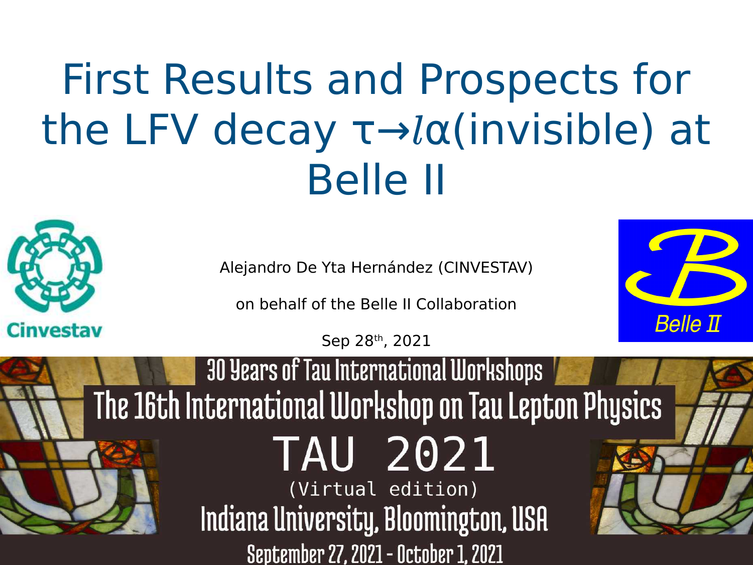# First Results and Prospects for the LFV decay $\tau \rightarrow \ell\alpha$(invisible) at Belle II

Cinvestav

Alejandro De Yta Hernández (CINVESTAV)

on behalf of the Belle II Collaboration

Sep 28th, 2021

Belle II

30 Years of Tau International Workshops

The 16th International Workshop on Tau Lepton Physics

TAU 2021

(Virtual edition)

Indiana University, Bloomington, USA

September 27, 2021 - October 1, 2021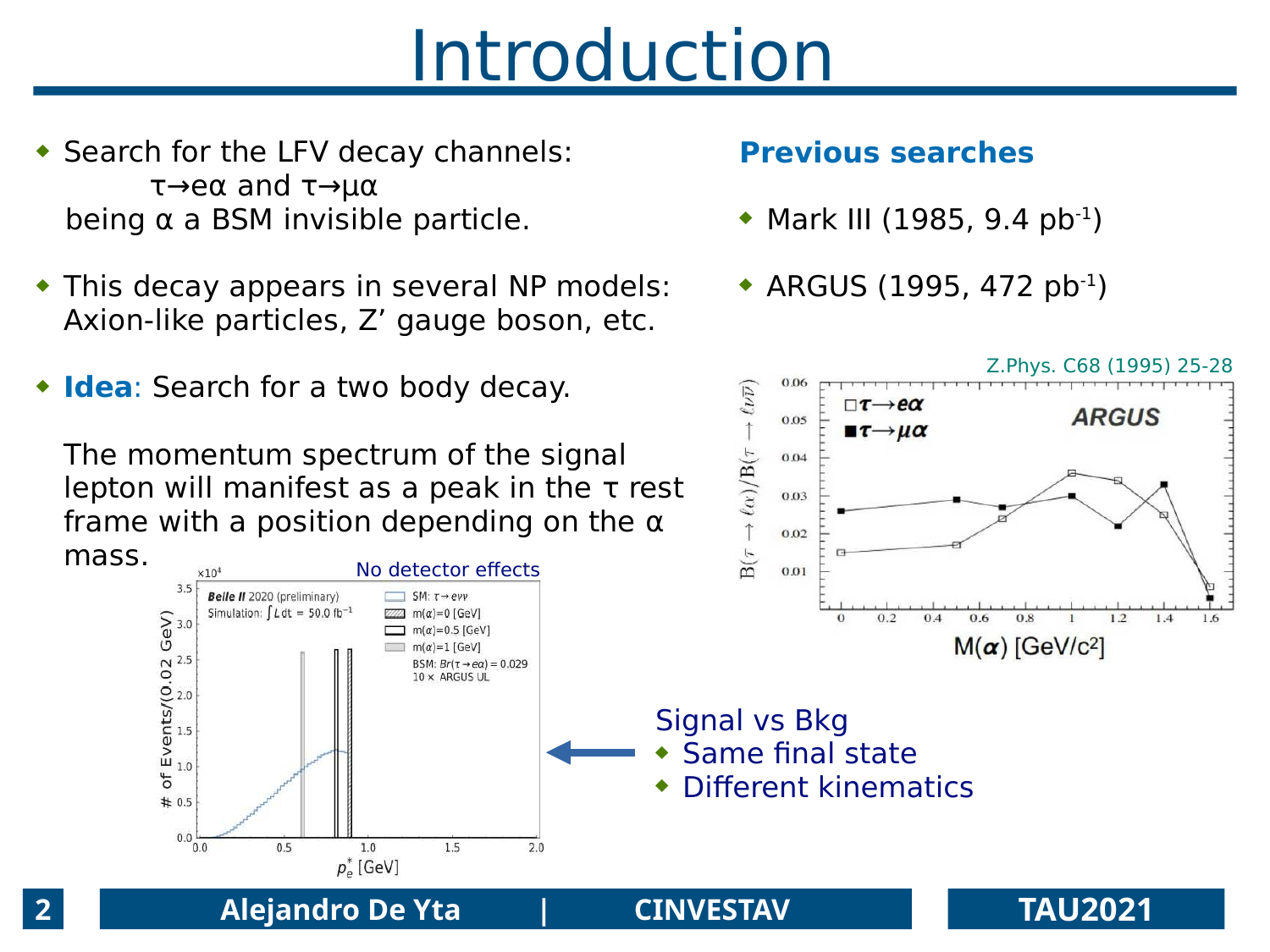# Introduction

- Search for the LFV decay channels:
  $\tau \to e\alpha$ and $\tau \to \mu\alpha$
  being $\alpha$ a BSM invisible particle.

- This decay appears in several NP models: Axion-like particles, Z' gauge boson, etc.

- **Idea**: Search for a two body decay.

  The momentum spectrum of the signal lepton will manifest as a peak in the $\tau$ rest frame with a position depending on the $\alpha$ mass.

No detector effects

Signal vs Bkg
- Same final state
- Different kinematics

**Previous searches**

- Mark III (1985, 9.4 $pb^{-1}$)
- ARGUS (1995, 472 $pb^{-1}$)

Z.Phys. C68 (1995) 25-28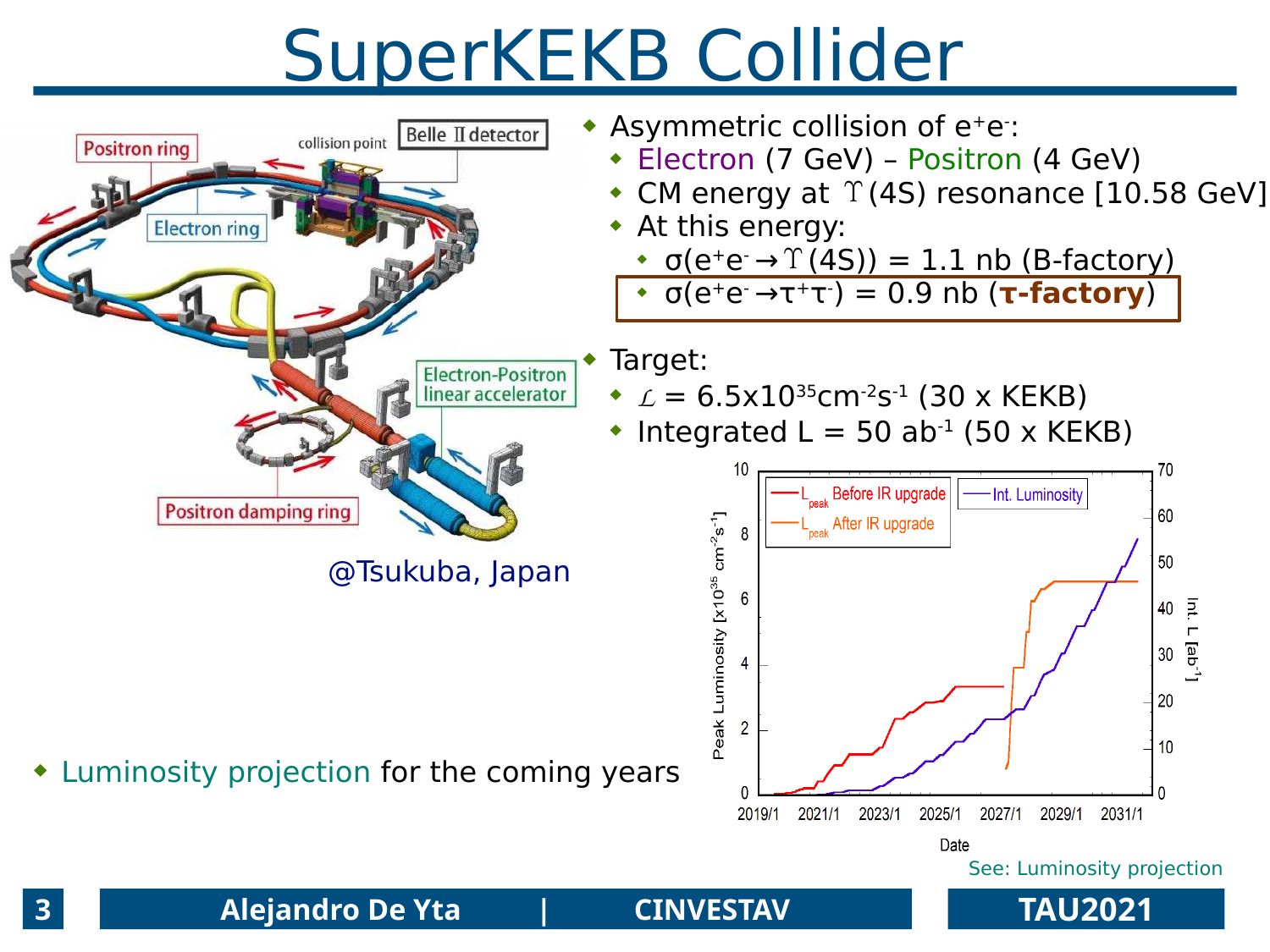# SuperKEKB Collider

- Asymmetric collision of $e^+e^-$:
  - Electron (7 GeV) – Positron (4 GeV)
  - CM energy at $\Upsilon$(4S) resonance [10.58 GeV]
  - At this energy:
    - $\sigma(e^+e^- \to \Upsilon(4S))$ = 1.1 nb (B-factory)
    - $\sigma(e^+e^- \to \tau^+\tau^-)$ = 0.9 nb (**τ-factory**)
- Target:
  - $\mathcal{L} = 6.5\times10^{35}\mathrm{cm}^{-2}\mathrm{s}^{-1}$ (30 x KEKB)
  - Integrated L = 50 $\mathrm{ab}^{-1}$ (50 x KEKB)

@Tsukuba, Japan

- Luminosity projection for the coming years

See: Luminosity projection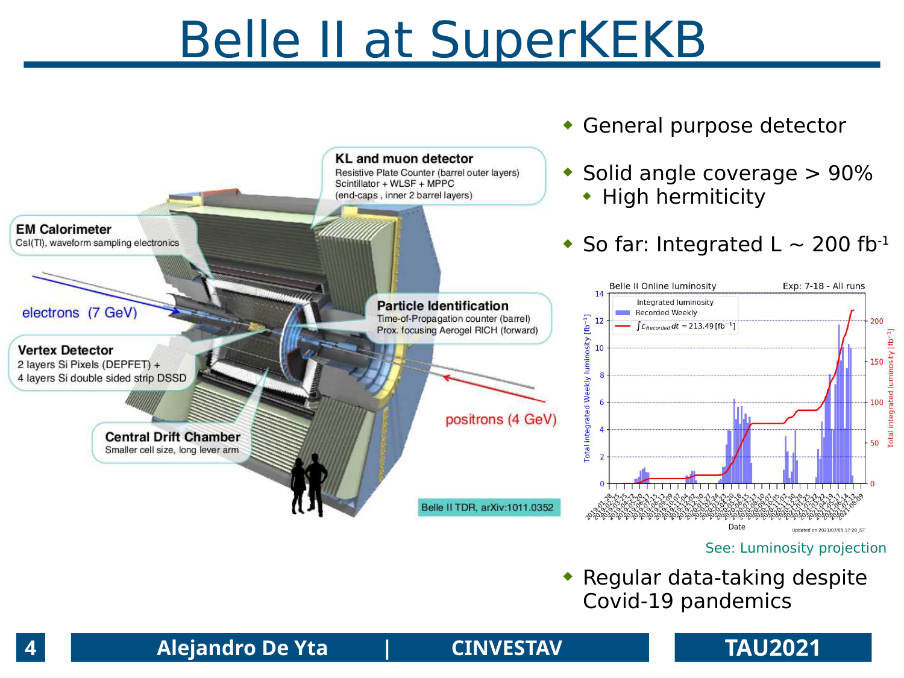# Belle II at SuperKEKB

**KL and muon detector**
Resistive Plate Counter (barrel outer layers)
Scintillator + WLSF + MPPC
(end-caps , inner 2 barrel layers)

**EM Calorimeter**
CsI(Tl), waveform sampling electronics

electrons (7 GeV)

**Particle Identification**
Time-of-Propagation counter (barrel)
Prox. focusing Aerogel RICH (forward)

**Vertex Detector**
2 layers Si Pixels (DEPFET) +
4 layers Si double sided strip DSSD

positrons (4 GeV)

**Central Drift Chamber**
Smaller cell size, long lever arm

Belle II TDR, arXiv:1011.0352

- General purpose detector
- Solid angle coverage > 90%
  - High hermiticity
- So far: Integrated L ~ 200 fb$^{-1}$

Belle II Online luminosity — Exp: 7-18 - All runs
Integrated luminosity; Recorded Weekly; $\int \mathcal{L}_{Recorded}\,dt$ = 213.49 [fb$^{-1}$]

See: Luminosity projection

- Regular data-taking despite Covid-19 pandemics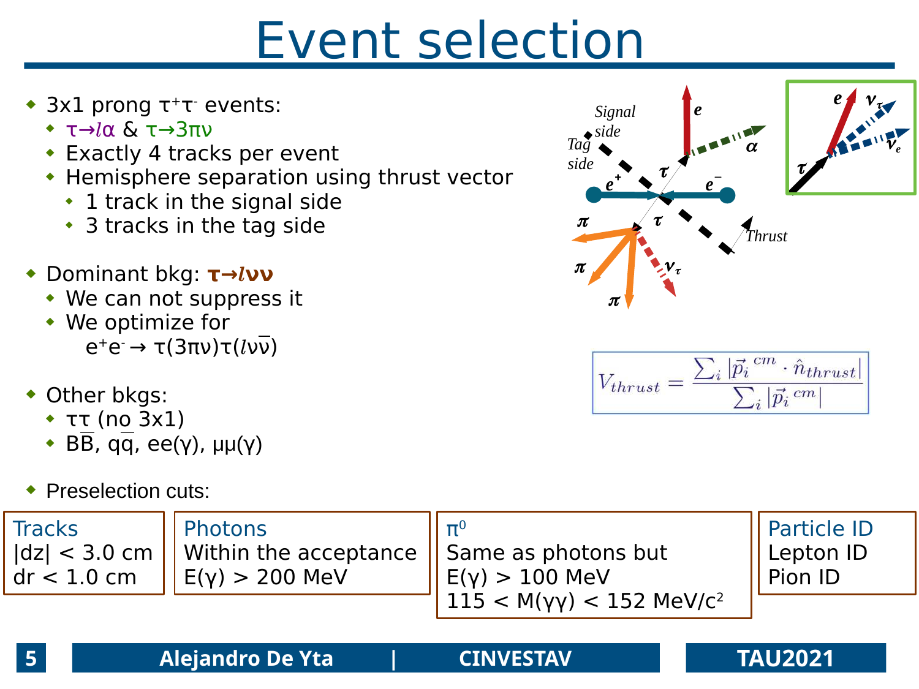# Event selection

- 3x1 prong $\tau^+\tau^-$ events:
  - $\tau \to l\alpha$ & $\tau \to 3\pi\nu$
  - Exactly 4 tracks per event
  - Hemisphere separation using thrust vector
    - 1 track in the signal side
    - 3 tracks in the tag side

- Dominant bkg: **$\tau \to l\nu\nu$**
  - We can not suppress it
  - We optimize for
    $e^+e^- \to \tau(3\pi\nu)\tau(l\nu\bar{\nu})$

- Other bkgs:
  - $\tau\tau$ (no 3x1)
  - $B\bar{B}$, $q\bar{q}$, $ee(\gamma)$, $\mu\mu(\gamma)$

$$V_{thrust} = \frac{\sum_i |\vec{p}_i^{\,cm} \cdot \hat{n}_{thrust}|}{\sum_i |\vec{p}_i^{\,cm}|}$$

- Preselection cuts:

| Tracks | Photons | $\pi^0$ | Particle ID |
|---|---|---|---|
| $\lvert dz \rvert < 3.0$ cm | Within the acceptance | Same as photons but | Lepton ID |
| $dr < 1.0$ cm | $E(\gamma) > 200$ MeV | $E(\gamma) > 100$ MeV | Pion ID |
| | | $115 < M(\gamma\gamma) < 152$ MeV/$c^2$ | |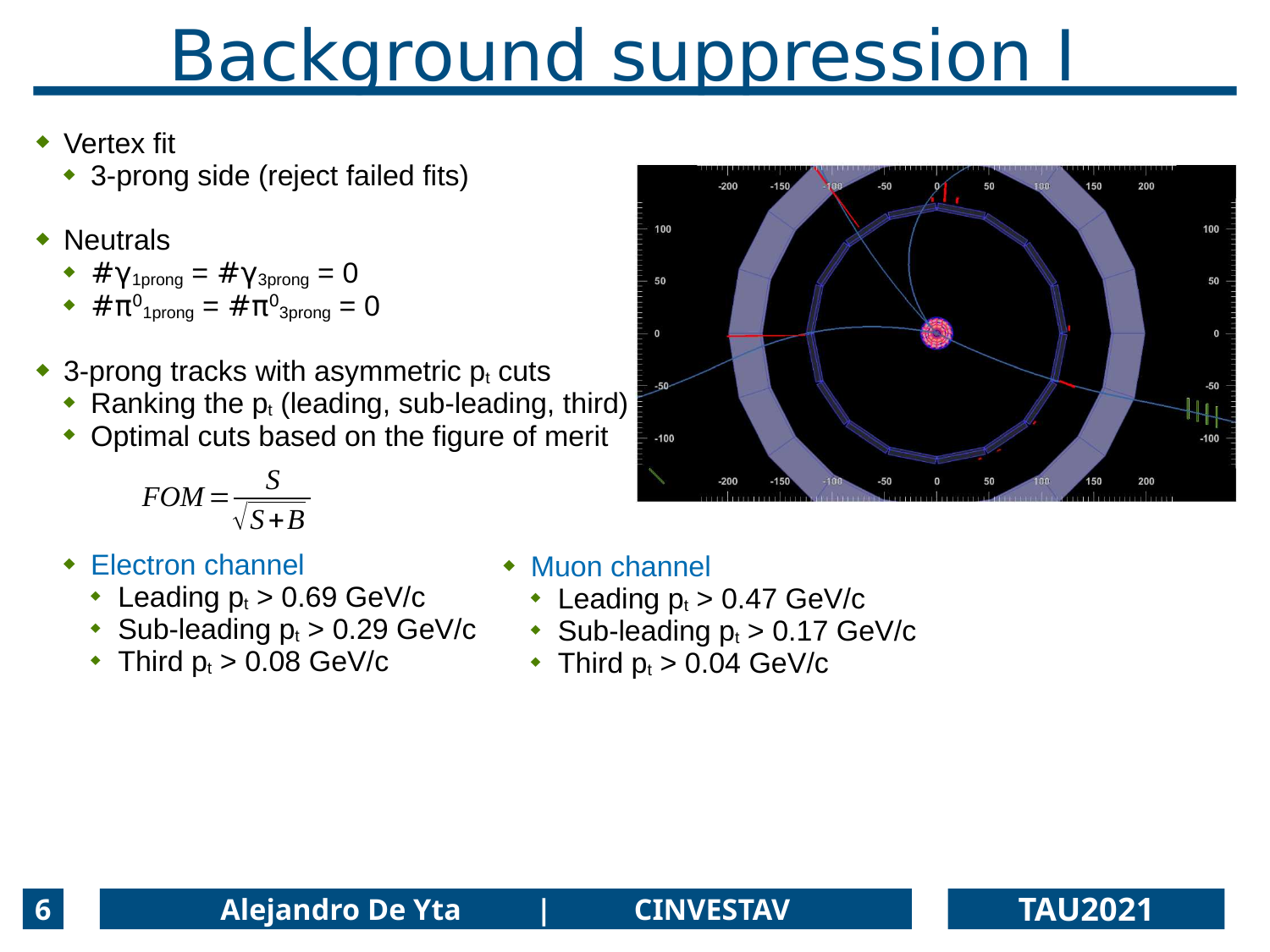# Background suppression I

- Vertex fit
  - 3-prong side (reject failed fits)

- Neutrals
  - $\#\gamma_{1prong} = \#\gamma_{3prong} = 0$
  - $\#\pi^0_{1prong} = \#\pi^0_{3prong} = 0$

- 3-prong tracks with asymmetric $p_t$ cuts
  - Ranking the $p_t$ (leading, sub-leading, third)
  - Optimal cuts based on the figure of merit

$$FOM = \frac{S}{\sqrt{S+B}}$$

  - Electron channel
    - Leading $p_t > 0.69$ GeV/c
    - Sub-leading $p_t > 0.29$ GeV/c
    - Third $p_t > 0.08$ GeV/c
  - Muon channel
    - Leading $p_t > 0.47$ GeV/c
    - Sub-leading $p_t > 0.17$ GeV/c
    - Third $p_t > 0.04$ GeV/c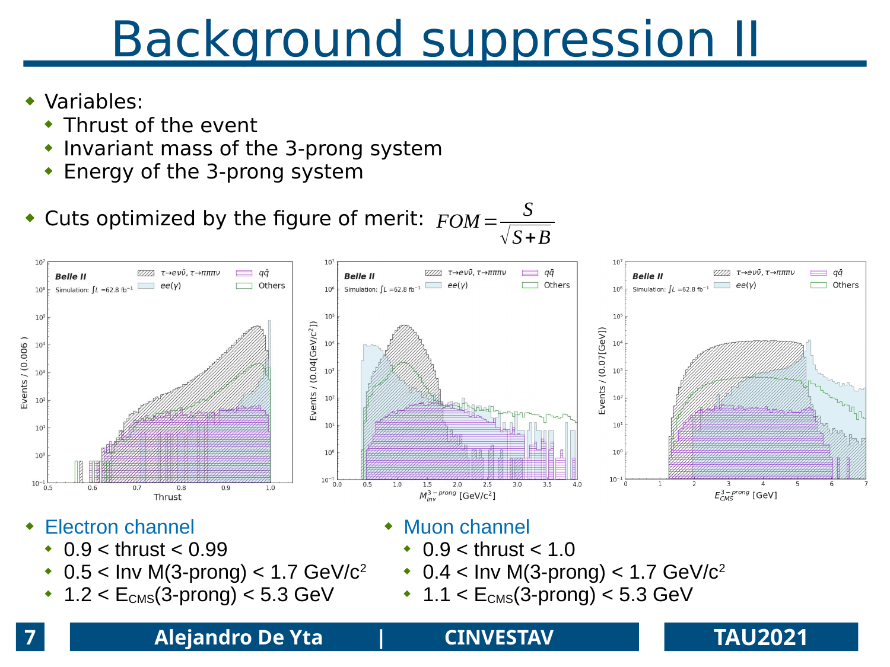# Background suppression II

- Variables:
  - Thrust of the event
  - Invariant mass of the 3-prong system
  - Energy of the 3-prong system
- Cuts optimized by the figure of merit: $FOM = \frac{S}{\sqrt{S+B}}$

- Electron channel
  - 0.9 < thrust < 0.99
  - 0.5 < Inv M(3-prong) < 1.7 GeV/$c^2$
  - 1.2 < $E_{CMS}$(3-prong) < 5.3 GeV
- Muon channel
  - 0.9 < thrust < 1.0
  - 0.4 < Inv M(3-prong) < 1.7 GeV/$c^2$
  - 1.1 < $E_{CMS}$(3-prong) < 5.3 GeV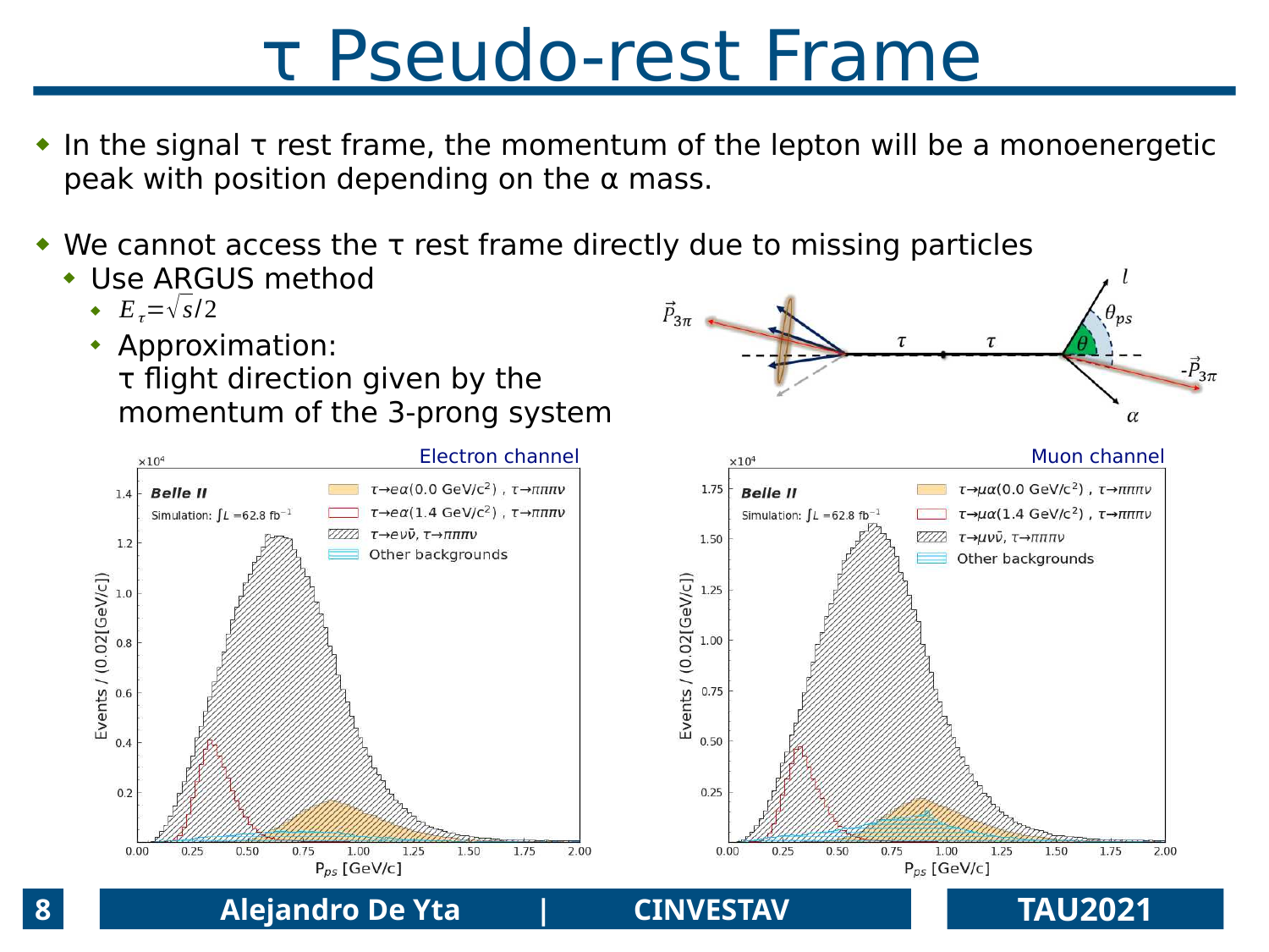# τ Pseudo-rest Frame

- In the signal τ rest frame, the momentum of the lepton will be a monoenergetic peak with position depending on the α mass.

- We cannot access the τ rest frame directly due to missing particles
  - Use ARGUS method
    - $E_\tau = \sqrt{s}/2$
    - Approximation: τ flight direction given by the momentum of the 3-prong system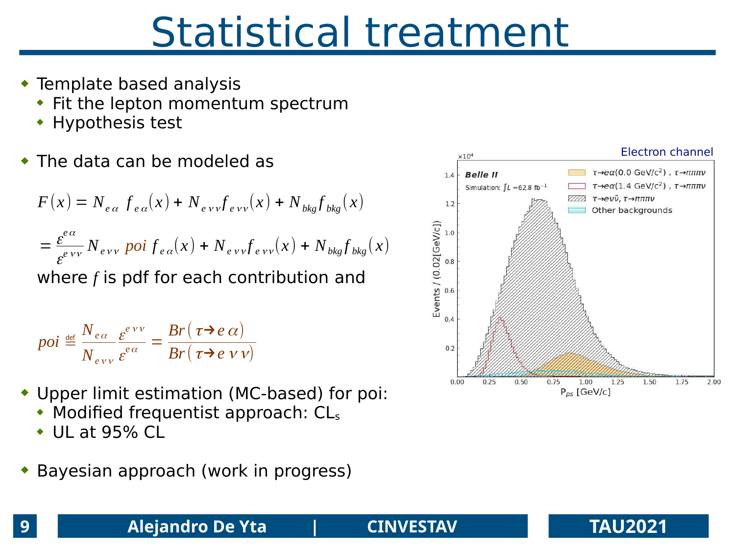# Statistical treatment

- Template based analysis
  - Fit the lepton momentum spectrum
  - Hypothesis test

- The data can be modeled as

$$F(x) = N_{e\alpha}\, f_{e\alpha}(x) + N_{e\nu\nu} f_{e\nu\nu}(x) + N_{bkg} f_{bkg}(x)$$

$$= \frac{\varepsilon^{e\alpha}}{\varepsilon^{e\nu\nu}} N_{e\nu\nu}\, poi\, f_{e\alpha}(x) + N_{e\nu\nu} f_{e\nu\nu}(x) + N_{bkg} f_{bkg}(x)$$

where $f$ is pdf for each contribution and

$$poi \stackrel{\text{def}}{=} \frac{N_{e\alpha}}{N_{e\nu\nu}} \frac{\varepsilon^{e\nu\nu}}{\varepsilon^{e\alpha}} = \frac{Br(\tau \to e\,\alpha)}{Br(\tau \to e\,\nu\,\nu)}$$

- Upper limit estimation (MC-based) for poi:
  - Modified frequentist approach: $CL_s$
  - UL at 95% CL

- Bayesian approach (work in progress)

Electron channel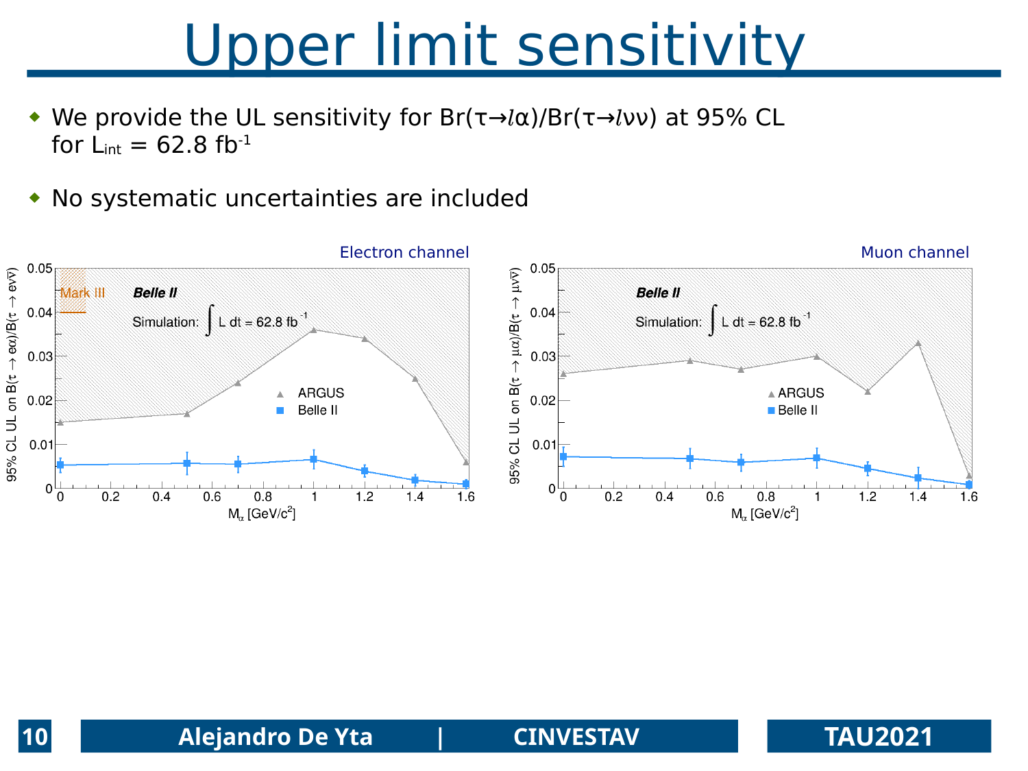# Upper limit sensitivity

- We provide the UL sensitivity for $Br(\tau \to l\alpha)/Br(\tau \to l\nu\nu)$ at 95% CL for $L_{int}$ = 62.8 $fb^{-1}$

- No systematic uncertainties are included

Electron channel

Muon channel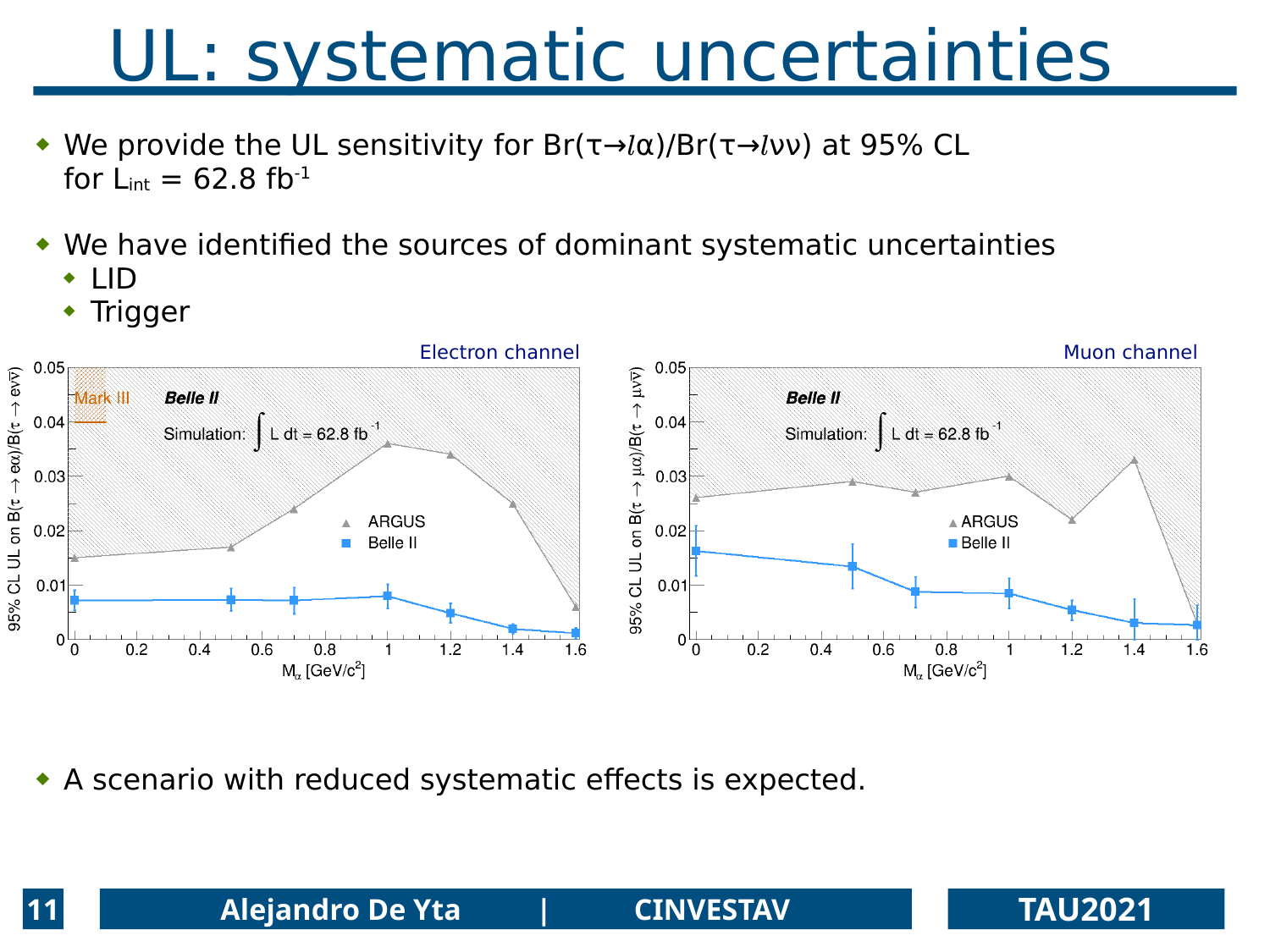# UL: systematic uncertainties

- We provide the UL sensitivity for $Br(\tau \to l\alpha)/Br(\tau \to l\nu\nu)$ at 95% CL for $L_{int}$ = 62.8 $fb^{-1}$

- We have identified the sources of dominant systematic uncertainties
  - LID
  - Trigger

Electron channel

Muon channel

- A scenario with reduced systematic effects is expected.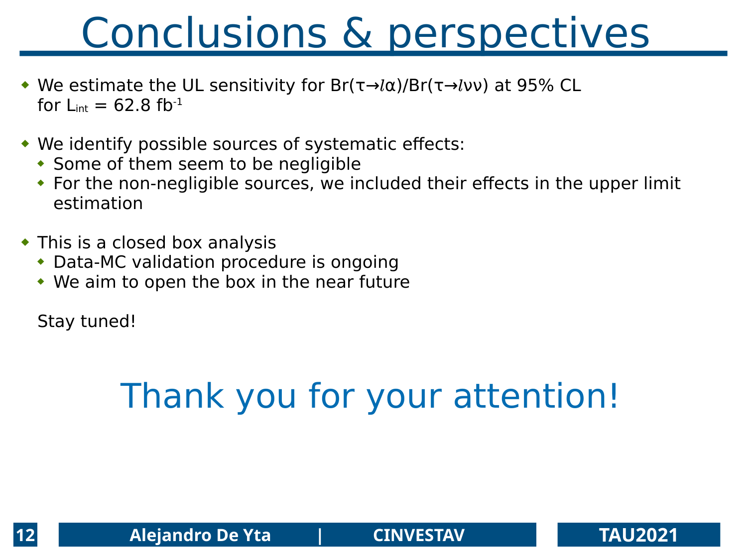# Conclusions & perspectives

- We estimate the UL sensitivity for $Br(\tau \to \ell\alpha)/Br(\tau \to \ell\nu\nu)$ at 95% CL for $L_{int}$ = 62.8 $fb^{-1}$

- We identify possible sources of systematic effects:
  - Some of them seem to be negligible
  - For the non-negligible sources, we included their effects in the upper limit estimation

- This is a closed box analysis
  - Data-MC validation procedure is ongoing
  - We aim to open the box in the near future

Stay tuned!

Thank you for your attention!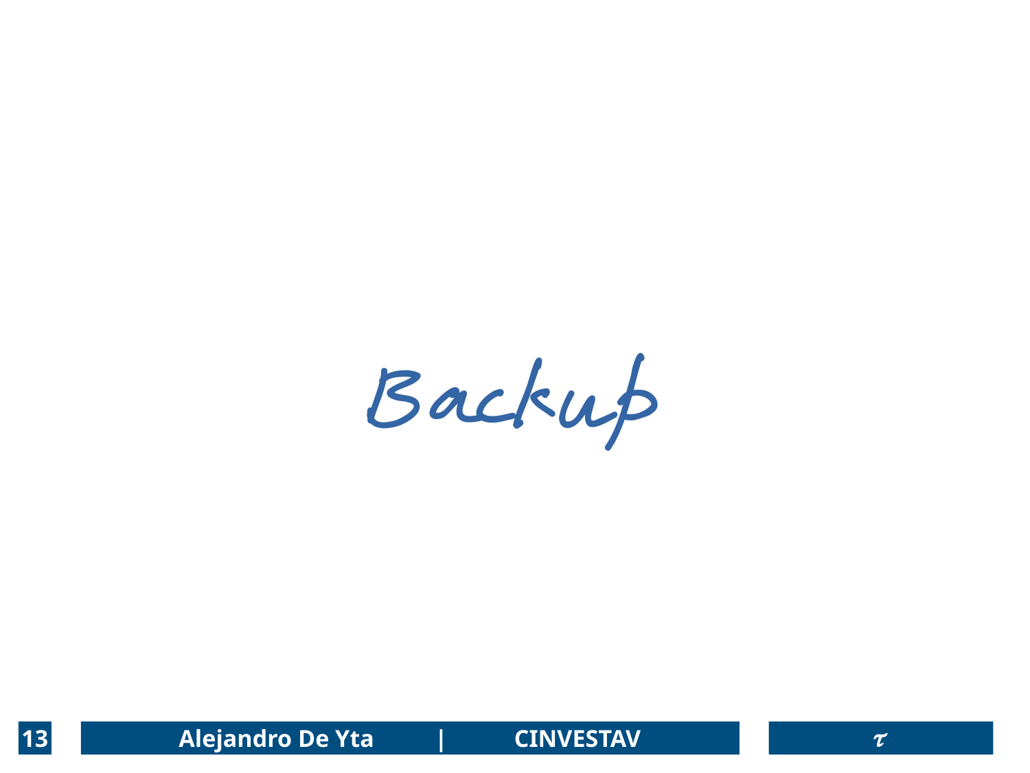# Backup